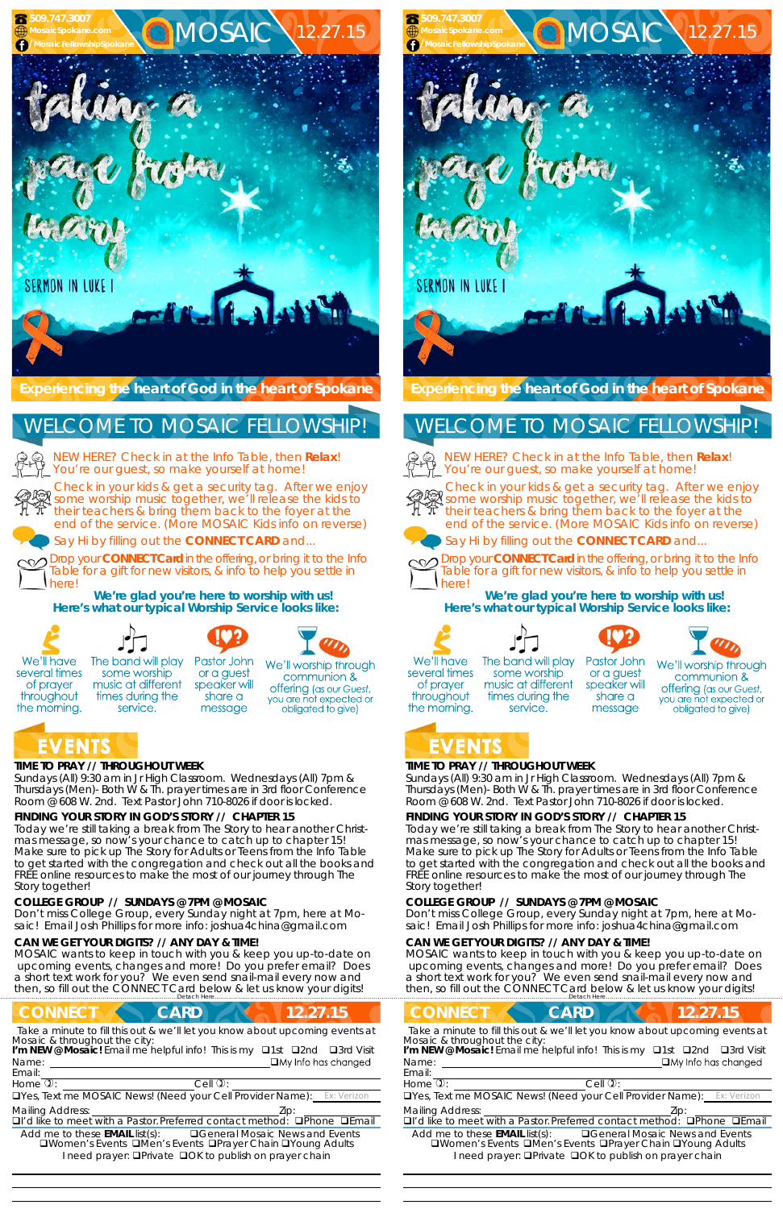509.747.3007
MosaicSpokane.com
/MosaicFellowshipSpokane

# MOSAIC 12.27.15

taking a page from mary

SERMON IN LUKE 1

Experiencing the heart of God in the heart of Spokane

## WELCOME TO MOSAIC FELLOWSHIP!

NEW HERE? Check in at the Info Table, then **Relax**! You're our guest, so make yourself at home!

Check in your kids & get a security tag. After we enjoy some worship music together, we'll release the kids to their teachers & bring them back to the foyer at the end of the service. (More MOSAIC Kids info on reverse)

Say Hi by filling out the **CONNECT CARD** and...

Drop your **CONNECT Card** in the offering, or bring it to the Info Table for a gift for new visitors, & info to help you settle in here!

**We're glad you're here to worship with us!**
**Here's what our typical Worship Service looks like:**

We'll have several times of prayer throughout the morning.

The band will play some worship music at different times during the service.

Pastor John or a guest speaker will share a message

We'll worship through communion & offering (as our Guest, you are not expected or obligated to give)

## EVENTS

**TIME TO PRAY // THROUGHOUT WEEK**
Sundays (All) 9:30 am in Jr High Classroom. Wednesdays (All) 7pm & Thursdays (Men)- Both W & Th. prayer times are in 3rd floor Conference Room @ 608 W. 2nd. Text Pastor John 710-8026 if door is locked.

**FINDING YOUR STORY IN GOD'S STORY // CHAPTER 15**
Today we're still taking a break from The Story to hear another Christmas message, so now's your chance to catch up to chapter 15! Make sure to pick up The Story for Adults or Teens from the Info Table to get started with the congregation and check out all the books and FREE online resources to make the most of our journey through The Story together!

**COLLEGE GROUP // SUNDAYS @ 7PM @ MOSAIC**
Don't miss College Group, every Sunday night at 7pm, here at Mosaic! Email Josh Phillips for more info: joshua4china@gmail.com

**CAN WE GET YOUR DIGITS? // ANY DAY & TIME!**
MOSAIC wants to keep in touch with you & keep you up-to-date on upcoming events, changes and more! Do you prefer email? Does a short text work for you? We even send snail-mail every now and then, so fill out the CONNECT Card below & let us know your digits!

Detach Here

## CONNECT CARD 12.27.15

Take a minute to fill this out & we'll let you know about upcoming events at Mosaic & throughout the city:

**I'm NEW @ Mosaic!** Email me helpful info! This is my ❑1st ❑2nd ❑3rd Visit

Name: ______________________ ❑My Info has changed

Email: ______________________

Home: ____________ Cell: ____________

❑Yes, Text me MOSAIC News! (Need your Cell Provider Name): Ex: Verizon

Mailing Address: ______________________ Zip: ______

❑I'd like to meet with a Pastor. Preferred contact method: ❑Phone ❑Email

Add me to these **EMAIL** list(s): ❑General Mosaic News and Events ❑Women's Events ❑Men's Events ❑Prayer Chain ❑Young Adults

I need prayer: ❑Private ❑OK to publish on prayer chain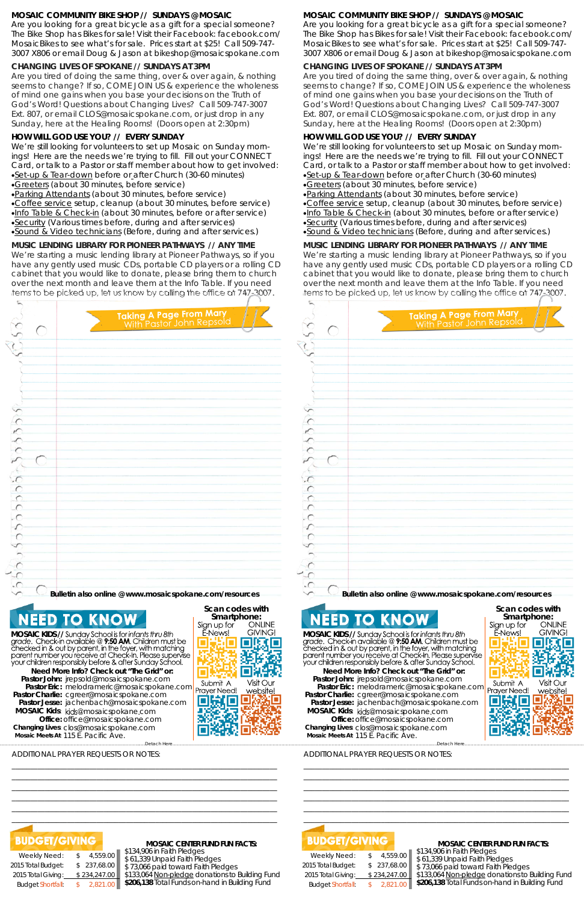**MOSAIC COMMUNITY BIKE SHOP // SUNDAYS @ MOSAIC**
Are you looking for a great bicycle as a gift for a special someone? The Bike Shop has Bikes for sale! Visit their Facebook: facebook.com/ MosaicBikes to see what's for sale. Prices start at $25! Call 509-747-3007 X806 or email Doug & Jason at bikeshop@mosaicspokane.com

**CHANGING LIVES OF SPOKANE // SUNDAYS AT 3PM**
Are you tired of doing the same thing, over & over again, & nothing seems to change? If so, COME JOIN US & experience the wholeness of mind one gains when you base your decisions on the Truth of God's Word! Questions about Changing Lives? Call 509-747-3007 Ext. 807, or email CLOS@mosaicspokane.com, or just drop in any Sunday, here at the Healing Rooms! (Doors open at 2:30pm)

**HOW WILL GOD USE YOU? // EVERY SUNDAY**
We're still looking for volunteers to set up Mosaic on Sunday mornings! Here are the needs we're trying to fill. Fill out your CONNECT Card, or talk to a Pastor or staff member about how to get involved:
- Set-up & Tear-down before or after Church (30-60 minutes)
- Greeters (about 30 minutes, before service)
- Parking Attendants (about 30 minutes, before service)
- Coffee service setup, cleanup (about 30 minutes, before service)
- Info Table & Check-in (about 30 minutes, before or after service)
- Security (Various times before, during and after services)
- Sound & Video technicians (Before, during and after services.)

**MUSIC LENDING LIBRARY FOR PIONEER PATHWAYS // ANY TIME**
We're starting a music lending library at Pioneer Pathways, so if you have any gently used music CDs, portable CD players or a rolling CD cabinet that you would like to donate, please bring them to church over the next month and leave them at the Info Table. If you need items to be picked up, let us know by calling the office at 747-3007.

**Taking A Page From Mary**
With Pastor John Repsold

Bulletin also online @www.mosaicspokane.com/resources

## NEED TO KNOW

**MOSAIC KIDS //** *Sunday School is for infants thru 8th grade.* Check-in available @ **9:50 AM.** Children must be checked in & out by parent, in the foyer, with matching parent number you receive at Check-In. Please supervise your children responsibly before & after Sunday School.

**Need More Info? Check out "The Grid" or:**
**Pastor John:** jrepsold@mosaicspokane.com
**Pastor Eric:** melodrameric@mosaicspokane.com
**Pastor Charlie:** cgreer@mosaicspokane.com
**Pastor Jesse:** jachenbach@mosaicspokane.com
**MOSAIC Kids:** kids@mosaicspokane.com
**Office:** office@mosaicspokane.com
**Changing Lives:** clos@mosaicspokane.com
**Mosaic Meets At** 115 E. Pacific Ave.

**Scan codes with Smartphone:**
Sign up for E-News! — ONLINE GIVING! — Submit A Prayer Need! — Visit Our website!

Detach Here

ADDITIONAL PRAYER REQUESTS OR NOTES:

## BUDGET/GIVING

| | | |
|---|---|---|
| Weekly Need: | $ | 4,559.00 |
| 2015 Total Budget: | $ | 237,68.00 |
| 2015 Total Giving: | $ | 234,247.00 |
| Budget Shortfall: | $ | 2,821.00 |

**MOSAIC CENTER FUND FUN FACTS:**
$134,906 in Faith Pledges
$ 61,339 Unpaid Faith Pledges
$ 73,066 paid toward Faith Pledges
$133,064 Non-pledge donations to Building Fund
**$206,138** Total Funds on-hand in Building Fund